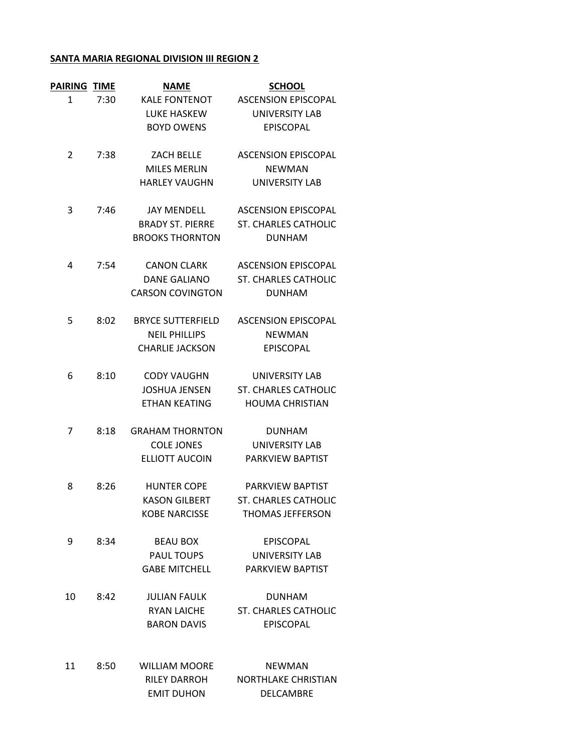**SANTA MARIA REGIONAL DIVISION III REGION 2**

| PAIRING | TIME | NAME | SCHOOL |
|---|---|---|---|
| 1 | 7:30 | KALE FONTENOT | ASCENSION EPISCOPAL |
| | | LUKE HASKEW | UNIVERSITY LAB |
| | | BOYD OWENS | EPISCOPAL |
| 2 | 7:38 | ZACH BELLE | ASCENSION EPISCOPAL |
| | | MILES MERLIN | NEWMAN |
| | | HARLEY VAUGHN | UNIVERSITY LAB |
| 3 | 7:46 | JAY MENDELL | ASCENSION EPISCOPAL |
| | | BRADY ST. PIERRE | ST. CHARLES CATHOLIC |
| | | BROOKS THORNTON | DUNHAM |
| 4 | 7:54 | CANON CLARK | ASCENSION EPISCOPAL |
| | | DANE GALIANO | ST. CHARLES CATHOLIC |
| | | CARSON COVINGTON | DUNHAM |
| 5 | 8:02 | BRYCE SUTTERFIELD | ASCENSION EPISCOPAL |
| | | NEIL PHILLIPS | NEWMAN |
| | | CHARLIE JACKSON | EPISCOPAL |
| 6 | 8:10 | CODY VAUGHN | UNIVERSITY LAB |
| | | JOSHUA JENSEN | ST. CHARLES CATHOLIC |
| | | ETHAN KEATING | HOUMA CHRISTIAN |
| 7 | 8:18 | GRAHAM THORNTON | DUNHAM |
| | | COLE JONES | UNIVERSITY LAB |
| | | ELLIOTT AUCOIN | PARKVIEW BAPTIST |
| 8 | 8:26 | HUNTER COPE | PARKVIEW BAPTIST |
| | | KASON GILBERT | ST. CHARLES CATHOLIC |
| | | KOBE NARCISSE | THOMAS JEFFERSON |
| 9 | 8:34 | BEAU BOX | EPISCOPAL |
| | | PAUL TOUPS | UNIVERSITY LAB |
| | | GABE MITCHELL | PARKVIEW BAPTIST |
| 10 | 8:42 | JULIAN FAULK | DUNHAM |
| | | RYAN LAICHE | ST. CHARLES CATHOLIC |
| | | BARON DAVIS | EPISCOPAL |
| 11 | 8:50 | WILLIAM MOORE | NEWMAN |
| | | RILEY DARROH | NORTHLAKE CHRISTIAN |
| | | EMIT DUHON | DELCAMBRE |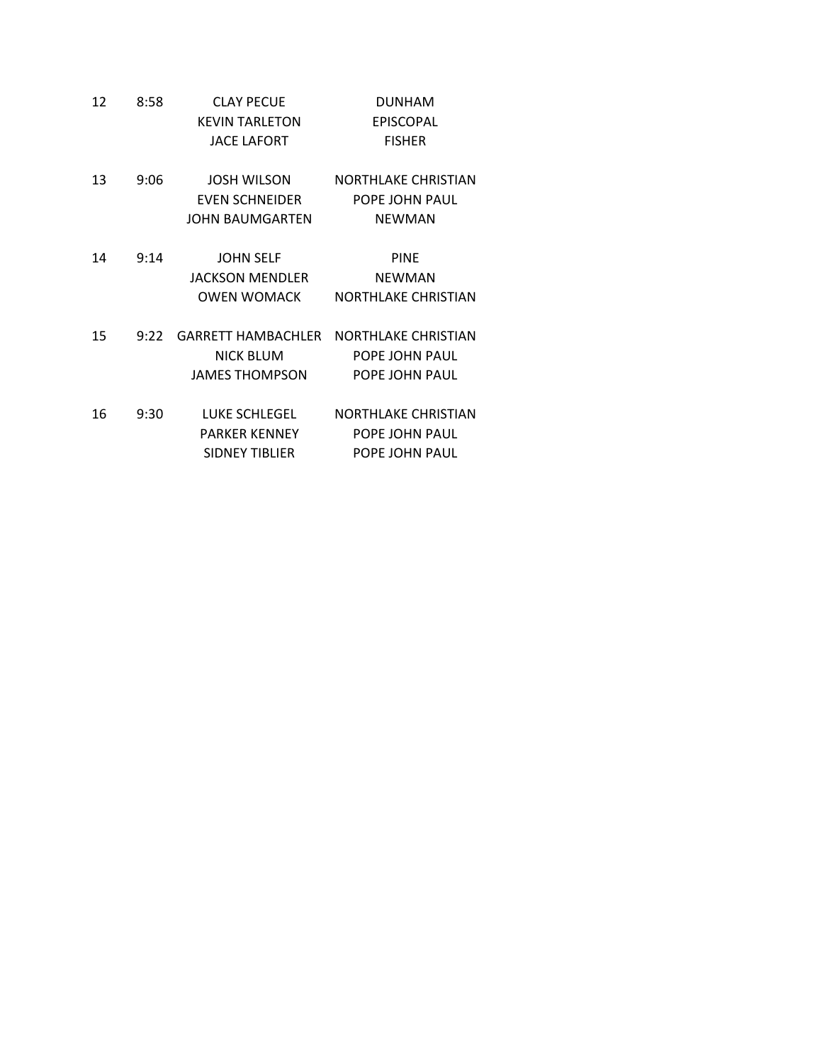| | | | |
|---|---|---|---|
| 12 | 8:58 | CLAY PECUE | DUNHAM |
| | | KEVIN TARLETON | EPISCOPAL |
| | | JACE LAFORT | FISHER |
| 13 | 9:06 | JOSH WILSON | NORTHLAKE CHRISTIAN |
| | | EVEN SCHNEIDER | POPE JOHN PAUL |
| | | JOHN BAUMGARTEN | NEWMAN |
| 14 | 9:14 | JOHN SELF | PINE |
| | | JACKSON MENDLER | NEWMAN |
| | | OWEN WOMACK | NORTHLAKE CHRISTIAN |
| 15 | 9:22 | GARRETT HAMBACHLER | NORTHLAKE CHRISTIAN |
| | | NICK BLUM | POPE JOHN PAUL |
| | | JAMES THOMPSON | POPE JOHN PAUL |
| 16 | 9:30 | LUKE SCHLEGEL | NORTHLAKE CHRISTIAN |
| | | PARKER KENNEY | POPE JOHN PAUL |
| | | SIDNEY TIBLIER | POPE JOHN PAUL |